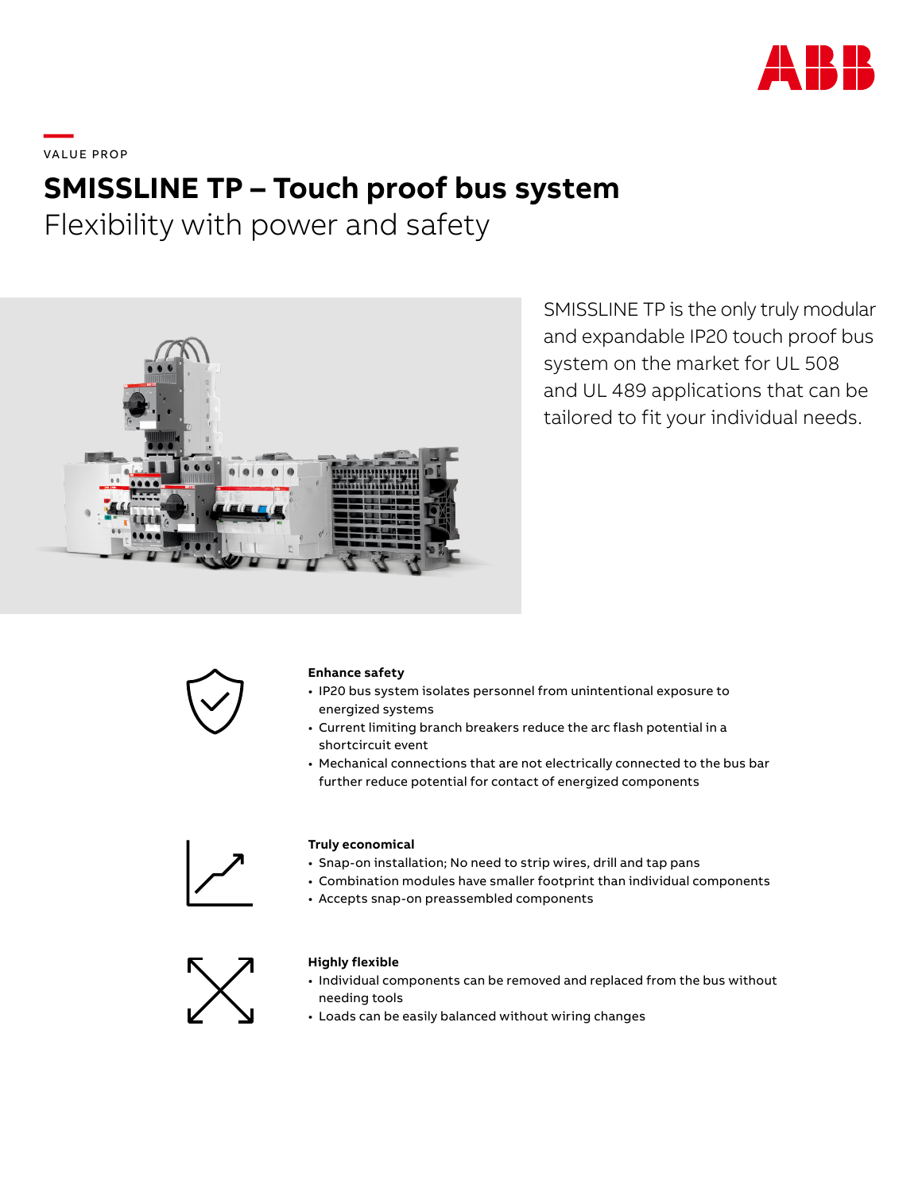VALUE PROP

# SMISSLINE TP – Touch proof bus system

## Flexibility with power and safety

SMISSLINE TP is the only truly modular and expandable IP20 touch proof bus system on the market for UL 508 and UL 489 applications that can be tailored to fit your individual needs.

**Enhance safety**

- IP20 bus system isolates personnel from unintentional exposure to energized systems
- Current limiting branch breakers reduce the arc flash potential in a shortcircuit event
- Mechanical connections that are not electrically connected to the bus bar further reduce potential for contact of energized components

**Truly economical**

- Snap-on installation; No need to strip wires, drill and tap pans
- Combination modules have smaller footprint than individual components
- Accepts snap-on preassembled components

**Highly flexible**

- Individual components can be removed and replaced from the bus without needing tools
- Loads can be easily balanced without wiring changes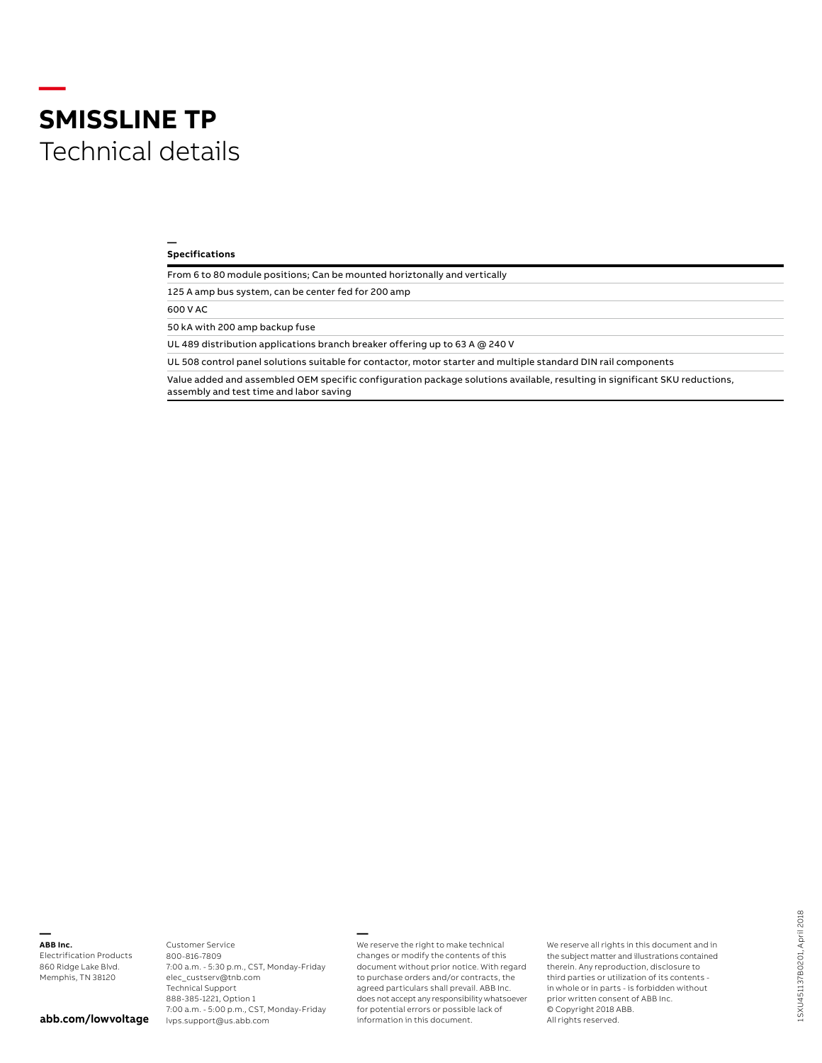# SMISSLINE TP

## Technical details

**Specifications**

| |
|---|
| From 6 to 80 module positions; Can be mounted horiztonally and vertically |
| 125 A amp bus system, can be center fed for 200 amp |
| 600 V AC |
| 50 kA with 200 amp backup fuse |
| UL 489 distribution applications branch breaker offering up to 63 A @ 240 V |
| UL 508 control panel solutions suitable for contactor, motor starter and multiple standard DIN rail components |
| Value added and assembled OEM specific configuration package solutions available, resulting in significant SKU reductions, assembly and test time and labor saving |

**ABB Inc.**
Electrification Products
860 Ridge Lake Blvd.
Memphis, TN 38120

**abb.com/lowvoltage**

Customer Service
800-816-7809
7:00 a.m. - 5:30 p.m., CST, Monday-Friday
elec_custserv@tnb.com
Technical Support
888-385-1221, Option 1
7:00 a.m. - 5:00 p.m., CST, Monday-Friday
lvps.support@us.abb.com

We reserve the right to make technical changes or modify the contents of this document without prior notice. With regard to purchase orders and/or contracts, the agreed particulars shall prevail. ABB Inc. does not accept any responsibility whatsoever for potential errors or possible lack of information in this document.

We reserve all rights in this document and in the subject matter and illustrations contained therein. Any reproduction, disclosure to third parties or utilization of its contents - in whole or in parts - is forbidden without prior written consent of ABB Inc.
© Copyright 2018 ABB.
All rights reserved.

1SXU451137B0201, April 2018